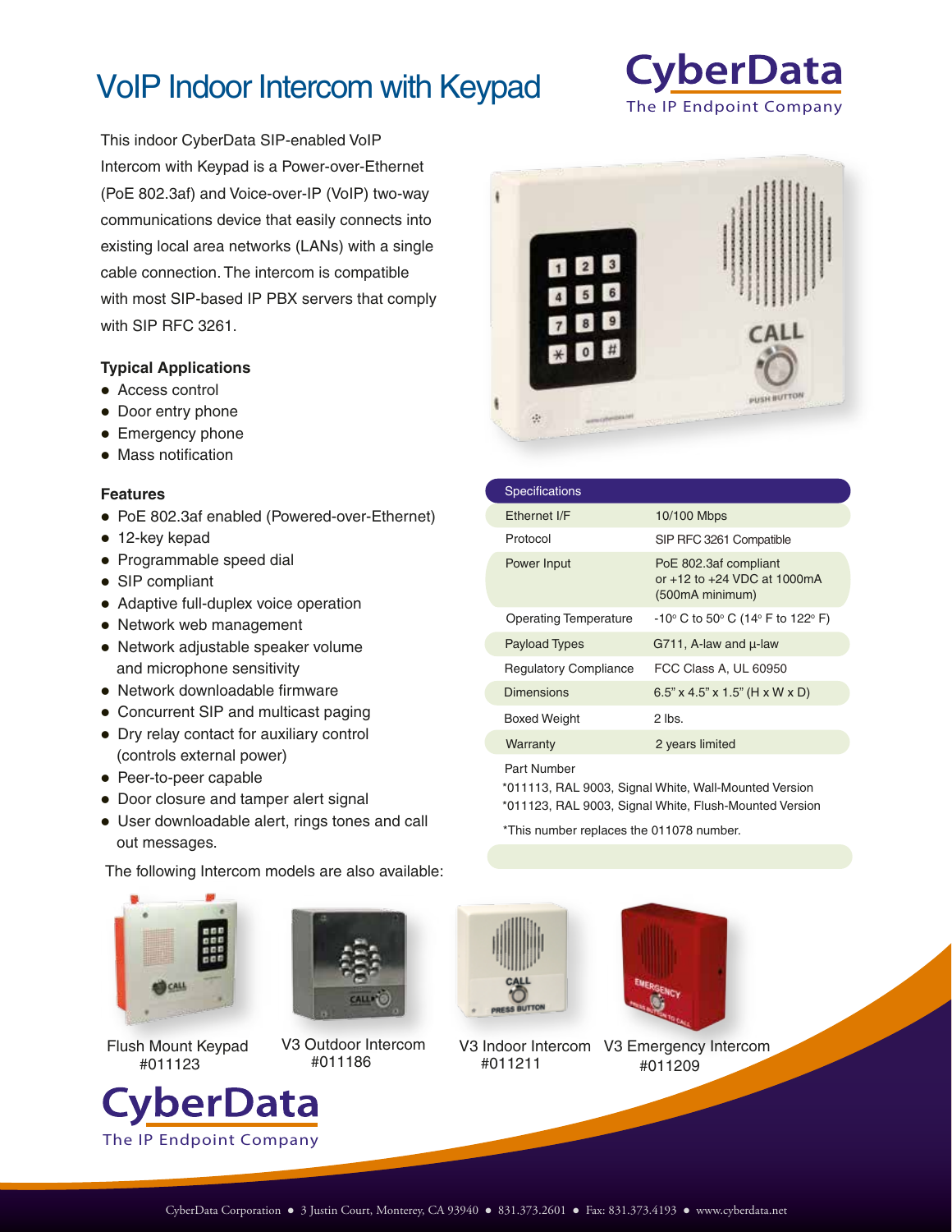# VoIP Indoor Intercom with Keypad

CyberData
The IP Endpoint Company

This indoor CyberData SIP-enabled VoIP Intercom with Keypad is a Power-over-Ethernet (PoE 802.3af) and Voice-over-IP (VoIP) two-way communications device that easily connects into existing local area networks (LANs) with a single cable connection. The intercom is compatible with most SIP-based IP PBX servers that comply with SIP RFC 3261.

### Typical Applications

- Access control
- Door entry phone
- Emergency phone
- Mass notification

### Features

- PoE 802.3af enabled (Powered-over-Ethernet)
- 12-key kepad
- Programmable speed dial
- SIP compliant
- Adaptive full-duplex voice operation
- Network web management
- Network adjustable speaker volume and microphone sensitivity
- Network downloadable firmware
- Concurrent SIP and multicast paging
- Dry relay contact for auxiliary control (controls external power)
- Peer-to-peer capable
- Door closure and tamper alert signal
- User downloadable alert, rings tones and call out messages.

| Specifications | |
|---|---|
| Ethernet I/F | 10/100 Mbps |
| Protocol | SIP RFC 3261 Compatible |
| Power Input | PoE 802.3af compliant or +12 to +24 VDC at 1000mA (500mA minimum) |
| Operating Temperature | -10° C to 50° C (14° F to 122° F) |
| Payload Types | G711, A-law and µ-law |
| Regulatory Compliance | FCC Class A, UL 60950 |
| Dimensions | 6.5" x 4.5" x 1.5" (H x W x D) |
| Boxed Weight | 2 lbs. |
| Warranty | 2 years limited |

Part Number

*011113, RAL 9003, Signal White, Wall-Mounted Version
*011123, RAL 9003, Signal White, Flush-Mounted Version

*This number replaces the 011078 number.

The following Intercom models are also available:

Flush Mount Keypad #011123

V3 Outdoor Intercom #011186

V3 Indoor Intercom #011211

V3 Emergency Intercom #011209

CyberData
The IP Endpoint Company

CyberData Corporation • 3 Justin Court, Monterey, CA 93940 • 831.373.2601 • Fax: 831.373.4193 • www.cyberdata.net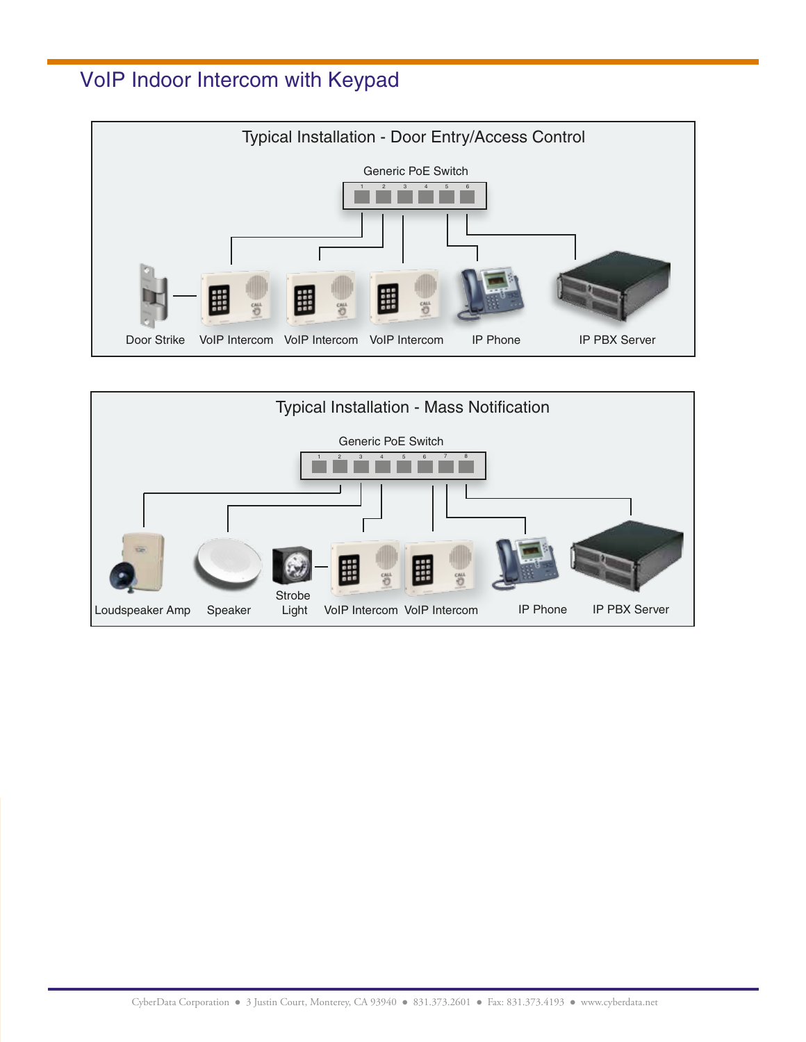# VoIP Indoor Intercom with Keypad

## Typical Installation - Door Entry/Access Control

Generic PoE Switch

1 2 3 4 5 6

Door Strike VoIP Intercom VoIP Intercom VoIP Intercom IP Phone IP PBX Server

## Typical Installation - Mass Notification

Generic PoE Switch

1 2 3 4 5 6 7 8

Loudspeaker Amp Speaker Strobe Light VoIP Intercom VoIP Intercom IP Phone IP PBX Server

CyberData Corporation ● 3 Justin Court, Monterey, CA 93940 ● 831.373.2601 ● Fax: 831.373.4193 ● www.cyberdata.net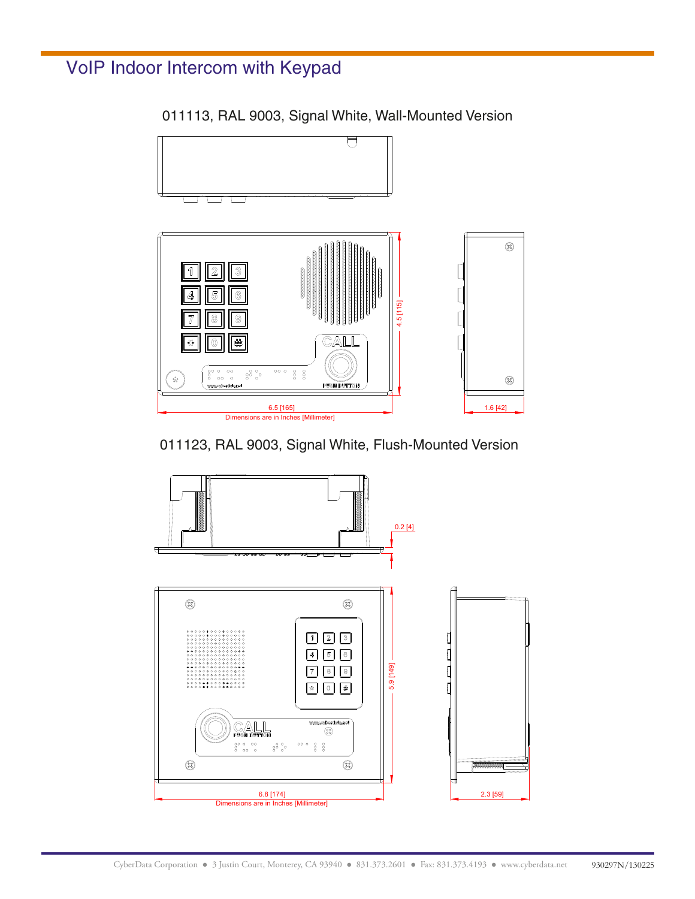# VoIP Indoor Intercom with Keypad

## 011113, RAL 9003, Signal White, Wall-Mounted Version

4.5 [115]

6.5 [165]

Dimensions are in Inches [Millimeter]

1.6 [42]

## 011123, RAL 9003, Signal White, Flush-Mounted Version

0.2 [4]

5.9 [149]

6.8 [174]

Dimensions are in Inches [Millimeter]

2.3 [59]

CyberData Corporation ● 3 Justin Court, Monterey, CA 93940 ● 831.373.2601 ● Fax: 831.373.4193 ● www.cyberdata.net 930297N/130225